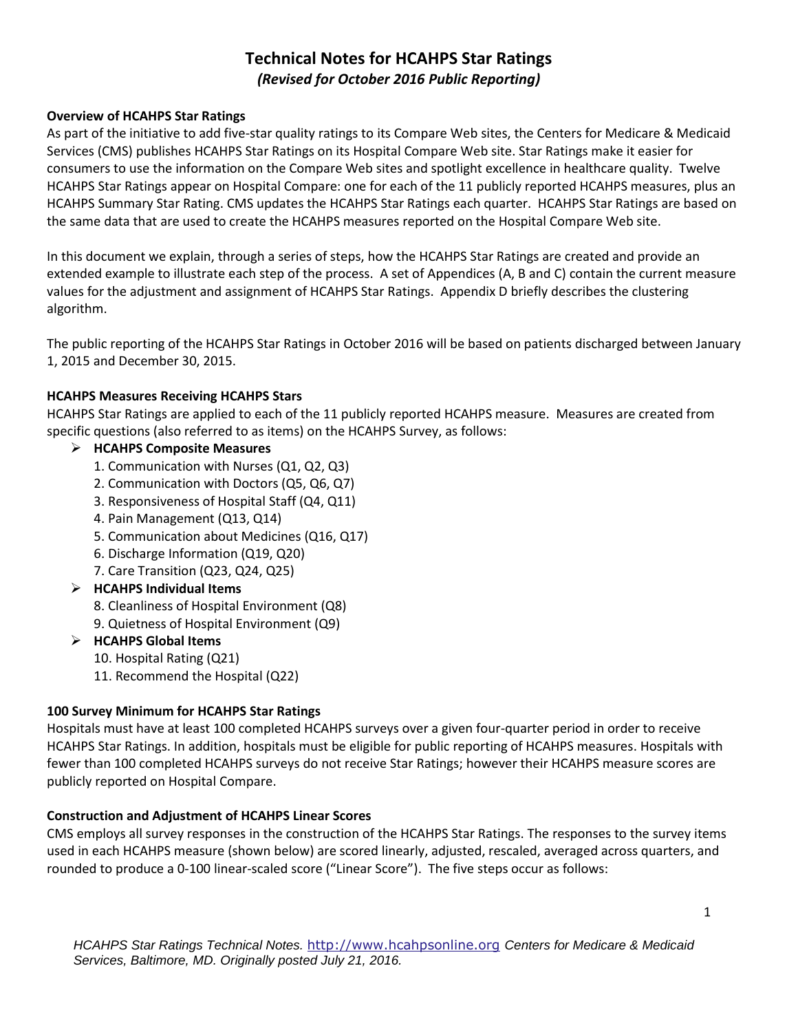# Technical Notes for HCAHPS Star Ratings

*(Revised for October 2016 Public Reporting)*

**Overview of HCAHPS Star Ratings**

As part of the initiative to add five-star quality ratings to its Compare Web sites, the Centers for Medicare & Medicaid Services (CMS) publishes HCAHPS Star Ratings on its Hospital Compare Web site. Star Ratings make it easier for consumers to use the information on the Compare Web sites and spotlight excellence in healthcare quality. Twelve HCAHPS Star Ratings appear on Hospital Compare: one for each of the 11 publicly reported HCAHPS measures, plus an HCAHPS Summary Star Rating. CMS updates the HCAHPS Star Ratings each quarter. HCAHPS Star Ratings are based on the same data that are used to create the HCAHPS measures reported on the Hospital Compare Web site.

In this document we explain, through a series of steps, how the HCAHPS Star Ratings are created and provide an extended example to illustrate each step of the process. A set of Appendices (A, B and C) contain the current measure values for the adjustment and assignment of HCAHPS Star Ratings. Appendix D briefly describes the clustering algorithm.

The public reporting of the HCAHPS Star Ratings in October 2016 will be based on patients discharged between January 1, 2015 and December 30, 2015.

**HCAHPS Measures Receiving HCAHPS Stars**

HCAHPS Star Ratings are applied to each of the 11 publicly reported HCAHPS measure. Measures are created from specific questions (also referred to as items) on the HCAHPS Survey, as follows:

- **HCAHPS Composite Measures**
  1. Communication with Nurses (Q1, Q2, Q3)
  2. Communication with Doctors (Q5, Q6, Q7)
  3. Responsiveness of Hospital Staff (Q4, Q11)
  4. Pain Management (Q13, Q14)
  5. Communication about Medicines (Q16, Q17)
  6. Discharge Information (Q19, Q20)
  7. Care Transition (Q23, Q24, Q25)
- **HCAHPS Individual Items**
  8. Cleanliness of Hospital Environment (Q8)
  9. Quietness of Hospital Environment (Q9)
- **HCAHPS Global Items**
  10. Hospital Rating (Q21)
  11. Recommend the Hospital (Q22)

**100 Survey Minimum for HCAHPS Star Ratings**

Hospitals must have at least 100 completed HCAHPS surveys over a given four-quarter period in order to receive HCAHPS Star Ratings. In addition, hospitals must be eligible for public reporting of HCAHPS measures. Hospitals with fewer than 100 completed HCAHPS surveys do not receive Star Ratings; however their HCAHPS measure scores are publicly reported on Hospital Compare.

**Construction and Adjustment of HCAHPS Linear Scores**

CMS employs all survey responses in the construction of the HCAHPS Star Ratings. The responses to the survey items used in each HCAHPS measure (shown below) are scored linearly, adjusted, rescaled, averaged across quarters, and rounded to produce a 0-100 linear-scaled score ("Linear Score"). The five steps occur as follows: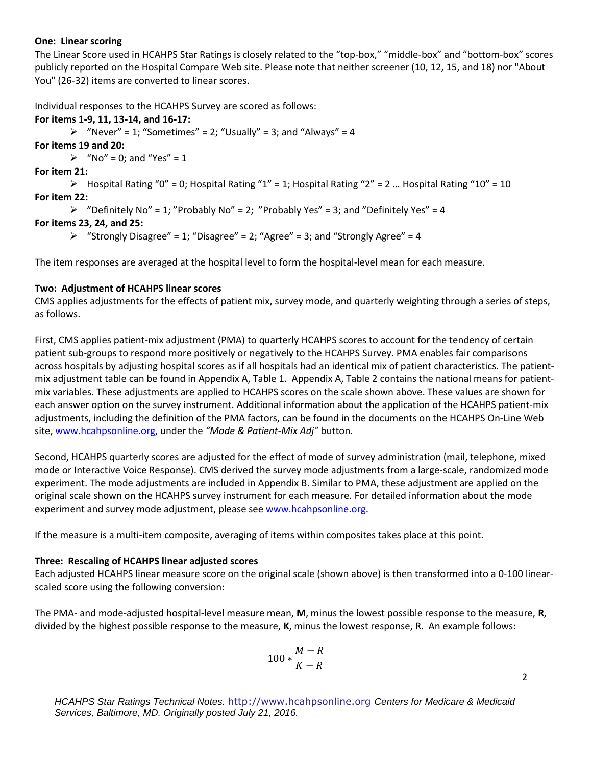**One: Linear scoring**

The Linear Score used in HCAHPS Star Ratings is closely related to the "top-box," "middle-box" and "bottom-box" scores publicly reported on the Hospital Compare Web site. Please note that neither screener (10, 12, 15, and 18) nor "About You" (26-32) items are converted to linear scores.

Individual responses to the HCAHPS Survey are scored as follows:

**For items 1-9, 11, 13-14, and 16-17:**

- "Never" = 1; "Sometimes" = 2; "Usually" = 3; and "Always" = 4

**For items 19 and 20:**

- "No" = 0; and "Yes" = 1

**For item 21:**

- Hospital Rating "0" = 0; Hospital Rating "1" = 1; Hospital Rating "2" = 2 … Hospital Rating "10" = 10

**For item 22:**

- "Definitely No" = 1; "Probably No" = 2; "Probably Yes" = 3; and "Definitely Yes" = 4

**For items 23, 24, and 25:**

- "Strongly Disagree" = 1; "Disagree" = 2; "Agree" = 3; and "Strongly Agree" = 4

The item responses are averaged at the hospital level to form the hospital-level mean for each measure.

**Two: Adjustment of HCAHPS linear scores**

CMS applies adjustments for the effects of patient mix, survey mode, and quarterly weighting through a series of steps, as follows.

First, CMS applies patient-mix adjustment (PMA) to quarterly HCAHPS scores to account for the tendency of certain patient sub-groups to respond more positively or negatively to the HCAHPS Survey. PMA enables fair comparisons across hospitals by adjusting hospital scores as if all hospitals had an identical mix of patient characteristics. The patient-mix adjustment table can be found in Appendix A, Table 1. Appendix A, Table 2 contains the national means for patient-mix variables. These adjustments are applied to HCAHPS scores on the scale shown above. These values are shown for each answer option on the survey instrument. Additional information about the application of the HCAHPS patient-mix adjustments, including the definition of the PMA factors, can be found in the documents on the HCAHPS On-Line Web site, www.hcahpsonline.org, under the *"Mode & Patient-Mix Adj"* button.

Second, HCAHPS quarterly scores are adjusted for the effect of mode of survey administration (mail, telephone, mixed mode or Interactive Voice Response). CMS derived the survey mode adjustments from a large-scale, randomized mode experiment. The mode adjustments are included in Appendix B. Similar to PMA, these adjustment are applied on the original scale shown on the HCAHPS survey instrument for each measure. For detailed information about the mode experiment and survey mode adjustment, please see www.hcahpsonline.org.

If the measure is a multi-item composite, averaging of items within composites takes place at this point.

**Three: Rescaling of HCAHPS linear adjusted scores**

Each adjusted HCAHPS linear measure score on the original scale (shown above) is then transformed into a 0-100 linear-scaled score using the following conversion:

The PMA- and mode-adjusted hospital-level measure mean, **M**, minus the lowest possible response to the measure, **R**, divided by the highest possible response to the measure, **K**, minus the lowest response, R. An example follows:

$$100 * \frac{M - R}{K - R}$$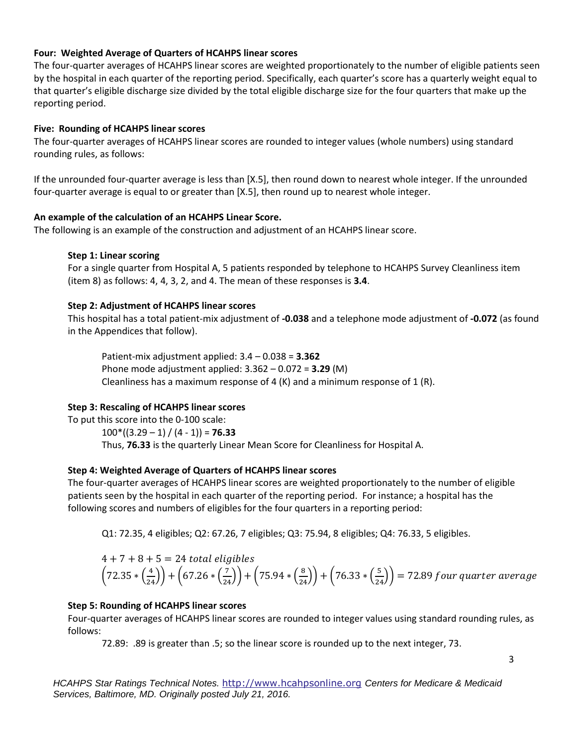**Four: Weighted Average of Quarters of HCAHPS linear scores**

The four-quarter averages of HCAHPS linear scores are weighted proportionately to the number of eligible patients seen by the hospital in each quarter of the reporting period. Specifically, each quarter's score has a quarterly weight equal to that quarter's eligible discharge size divided by the total eligible discharge size for the four quarters that make up the reporting period.

**Five: Rounding of HCAHPS linear scores**

The four-quarter averages of HCAHPS linear scores are rounded to integer values (whole numbers) using standard rounding rules, as follows:

If the unrounded four-quarter average is less than [X.5], then round down to nearest whole integer. If the unrounded four-quarter average is equal to or greater than [X.5], then round up to nearest whole integer.

**An example of the calculation of an HCAHPS Linear Score.**

The following is an example of the construction and adjustment of an HCAHPS linear score.

**Step 1: Linear scoring**

For a single quarter from Hospital A, 5 patients responded by telephone to HCAHPS Survey Cleanliness item (item 8) as follows: 4, 4, 3, 2, and 4. The mean of these responses is **3.4**.

**Step 2: Adjustment of HCAHPS linear scores**

This hospital has a total patient-mix adjustment of **-0.038** and a telephone mode adjustment of **-0.072** (as found in the Appendices that follow).

Patient-mix adjustment applied: 3.4 – 0.038 = **3.362**
Phone mode adjustment applied: 3.362 – 0.072 = **3.29** (M)
Cleanliness has a maximum response of 4 (K) and a minimum response of 1 (R).

**Step 3: Rescaling of HCAHPS linear scores**

To put this score into the 0-100 scale:

100*((3.29 – 1) / (4 - 1)) = **76.33**

Thus, **76.33** is the quarterly Linear Mean Score for Cleanliness for Hospital A.

**Step 4: Weighted Average of Quarters of HCAHPS linear scores**

The four-quarter averages of HCAHPS linear scores are weighted proportionately to the number of eligible patients seen by the hospital in each quarter of the reporting period. For instance; a hospital has the following scores and numbers of eligibles for the four quarters in a reporting period:

Q1: 72.35, 4 eligibles; Q2: 67.26, 7 eligibles; Q3: 75.94, 8 eligibles; Q4: 76.33, 5 eligibles.

$$4 + 7 + 8 + 5 = 24 \text{ } total \text{ } eligibles$$

$$\left(72.35 * \left(\frac{4}{24}\right)\right) + \left(67.26 * \left(\frac{7}{24}\right)\right) + \left(75.94 * \left(\frac{8}{24}\right)\right) + \left(76.33 * \left(\frac{5}{24}\right)\right) = 72.89 \text{ } four \text{ } quarter \text{ } average$$

**Step 5: Rounding of HCAHPS linear scores**

Four-quarter averages of HCAHPS linear scores are rounded to integer values using standard rounding rules, as follows:

72.89: .89 is greater than .5; so the linear score is rounded up to the next integer, 73.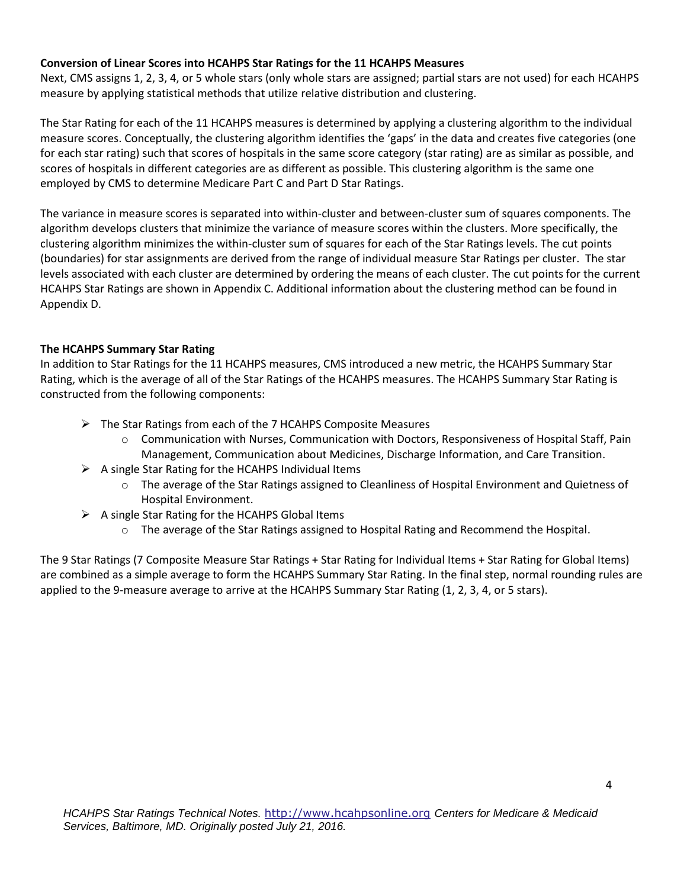### Conversion of Linear Scores into HCAHPS Star Ratings for the 11 HCAHPS Measures

Next, CMS assigns 1, 2, 3, 4, or 5 whole stars (only whole stars are assigned; partial stars are not used) for each HCAHPS measure by applying statistical methods that utilize relative distribution and clustering.

The Star Rating for each of the 11 HCAHPS measures is determined by applying a clustering algorithm to the individual measure scores. Conceptually, the clustering algorithm identifies the 'gaps' in the data and creates five categories (one for each star rating) such that scores of hospitals in the same score category (star rating) are as similar as possible, and scores of hospitals in different categories are as different as possible. This clustering algorithm is the same one employed by CMS to determine Medicare Part C and Part D Star Ratings.

The variance in measure scores is separated into within-cluster and between-cluster sum of squares components. The algorithm develops clusters that minimize the variance of measure scores within the clusters. More specifically, the clustering algorithm minimizes the within-cluster sum of squares for each of the Star Ratings levels. The cut points (boundaries) for star assignments are derived from the range of individual measure Star Ratings per cluster. The star levels associated with each cluster are determined by ordering the means of each cluster. The cut points for the current HCAHPS Star Ratings are shown in Appendix C. Additional information about the clustering method can be found in Appendix D.

### The HCAHPS Summary Star Rating

In addition to Star Ratings for the 11 HCAHPS measures, CMS introduced a new metric, the HCAHPS Summary Star Rating, which is the average of all of the Star Ratings of the HCAHPS measures. The HCAHPS Summary Star Rating is constructed from the following components:

- The Star Ratings from each of the 7 HCAHPS Composite Measures
  - Communication with Nurses, Communication with Doctors, Responsiveness of Hospital Staff, Pain Management, Communication about Medicines, Discharge Information, and Care Transition.
- A single Star Rating for the HCAHPS Individual Items
  - The average of the Star Ratings assigned to Cleanliness of Hospital Environment and Quietness of Hospital Environment.
- A single Star Rating for the HCAHPS Global Items
  - The average of the Star Ratings assigned to Hospital Rating and Recommend the Hospital.

The 9 Star Ratings (7 Composite Measure Star Ratings + Star Rating for Individual Items + Star Rating for Global Items) are combined as a simple average to form the HCAHPS Summary Star Rating. In the final step, normal rounding rules are applied to the 9-measure average to arrive at the HCAHPS Summary Star Rating (1, 2, 3, 4, or 5 stars).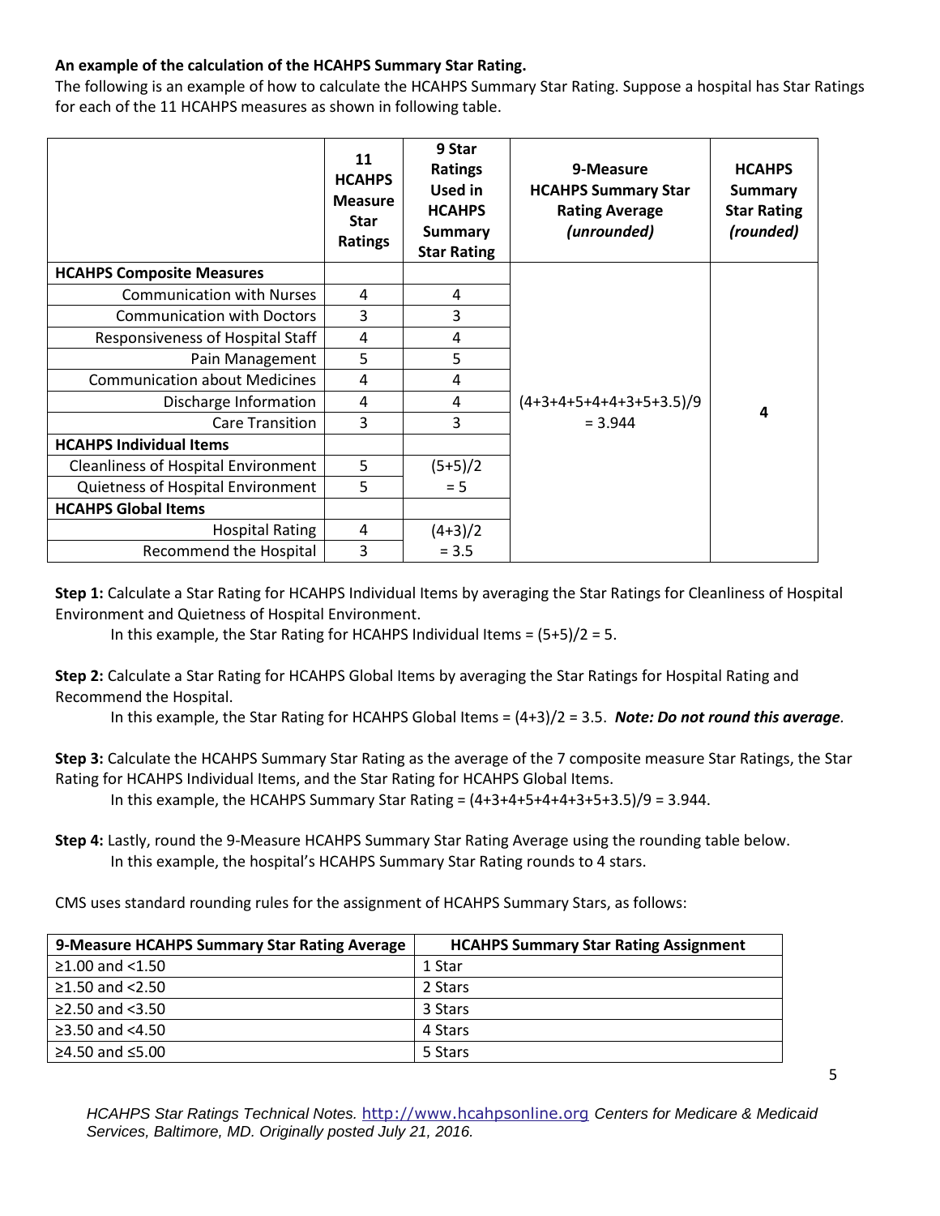**An example of the calculation of the HCAHPS Summary Star Rating.**

The following is an example of how to calculate the HCAHPS Summary Star Rating. Suppose a hospital has Star Ratings for each of the 11 HCAHPS measures as shown in following table.

| | 11 HCAHPS Measure Star Ratings | 9 Star Ratings Used in HCAHPS Summary Star Rating | 9-Measure HCAHPS Summary Star Rating Average *(unrounded)* | HCAHPS Summary Star Rating *(rounded)* |
|---|---|---|---|---|
| **HCAHPS Composite Measures** | | | (4+3+4+5+4+4+3+5+3.5)/9 = 3.944 | **4** |
| Communication with Nurses | 4 | 4 | | |
| Communication with Doctors | 3 | 3 | | |
| Responsiveness of Hospital Staff | 4 | 4 | | |
| Pain Management | 5 | 5 | | |
| Communication about Medicines | 4 | 4 | | |
| Discharge Information | 4 | 4 | | |
| Care Transition | 3 | 3 | | |
| **HCAHPS Individual Items** | | | | |
| Cleanliness of Hospital Environment | 5 | (5+5)/2 = 5 | | |
| Quietness of Hospital Environment | 5 | | | |
| **HCAHPS Global Items** | | | | |
| Hospital Rating | 4 | (4+3)/2 = 3.5 | | |
| Recommend the Hospital | 3 | | | |

**Step 1:** Calculate a Star Rating for HCAHPS Individual Items by averaging the Star Ratings for Cleanliness of Hospital Environment and Quietness of Hospital Environment.

In this example, the Star Rating for HCAHPS Individual Items = (5+5)/2 = 5.

**Step 2:** Calculate a Star Rating for HCAHPS Global Items by averaging the Star Ratings for Hospital Rating and Recommend the Hospital.

In this example, the Star Rating for HCAHPS Global Items = (4+3)/2 = 3.5. ***Note: Do not round this average.***

**Step 3:** Calculate the HCAHPS Summary Star Rating as the average of the 7 composite measure Star Ratings, the Star Rating for HCAHPS Individual Items, and the Star Rating for HCAHPS Global Items.

In this example, the HCAHPS Summary Star Rating = (4+3+4+5+4+4+3+5+3.5)/9 = 3.944.

**Step 4:** Lastly, round the 9-Measure HCAHPS Summary Star Rating Average using the rounding table below.

In this example, the hospital's HCAHPS Summary Star Rating rounds to 4 stars.

CMS uses standard rounding rules for the assignment of HCAHPS Summary Stars, as follows:

| 9-Measure HCAHPS Summary Star Rating Average | HCAHPS Summary Star Rating Assignment |
|---|---|
| ≥1.00 and <1.50 | 1 Star |
| ≥1.50 and <2.50 | 2 Stars |
| ≥2.50 and <3.50 | 3 Stars |
| ≥3.50 and <4.50 | 4 Stars |
| ≥4.50 and ≤5.00 | 5 Stars |

*HCAHPS Star Ratings Technical Notes.* http://www.hcahpsonline.org *Centers for Medicare & Medicaid Services, Baltimore, MD. Originally posted July 21, 2016.*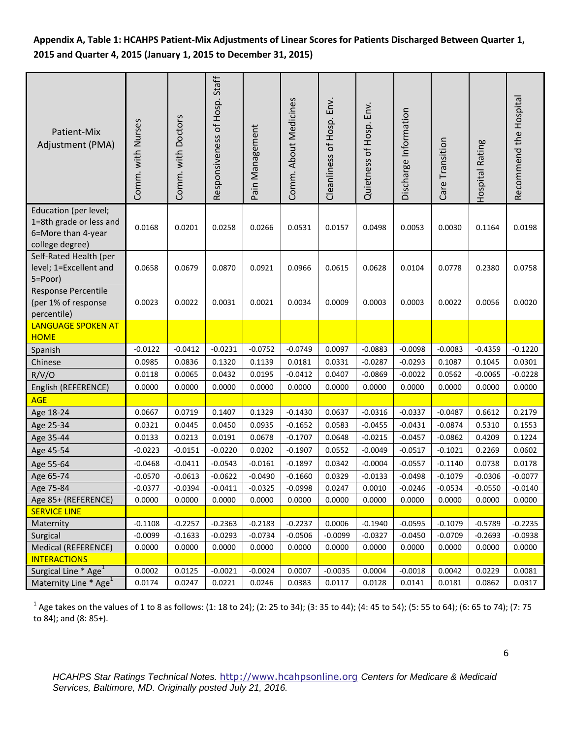**Appendix A, Table 1: HCAHPS Patient-Mix Adjustments of Linear Scores for Patients Discharged Between Quarter 1, 2015 and Quarter 4, 2015 (January 1, 2015 to December 31, 2015)**

| Patient-Mix Adjustment (PMA) | Comm. with Nurses | Comm. with Doctors | Responsiveness of Hosp. Staff | Pain Management | Comm. About Medicines | Cleanliness of Hosp. Env. | Quietness of Hosp. Env. | Discharge Information | Care Transition | Hospital Rating | Recommend the Hospital |
|---|---|---|---|---|---|---|---|---|---|---|---|
| Education (per level; 1=8th grade or less and 6=More than 4-year college degree) | 0.0168 | 0.0201 | 0.0258 | 0.0266 | 0.0531 | 0.0157 | 0.0498 | 0.0053 | 0.0030 | 0.1164 | 0.0198 |
| Self-Rated Health (per level; 1=Excellent and 5=Poor) | 0.0658 | 0.0679 | 0.0870 | 0.0921 | 0.0966 | 0.0615 | 0.0628 | 0.0104 | 0.0778 | 0.2380 | 0.0758 |
| Response Percentile (per 1% of response percentile) | 0.0023 | 0.0022 | 0.0031 | 0.0021 | 0.0034 | 0.0009 | 0.0003 | 0.0003 | 0.0022 | 0.0056 | 0.0020 |
| LANGUAGE SPOKEN AT HOME | | | | | | | | | | | |
| Spanish | -0.0122 | -0.0412 | -0.0231 | -0.0752 | -0.0749 | 0.0097 | -0.0883 | -0.0098 | -0.0083 | -0.4359 | -0.1220 |
| Chinese | 0.0985 | 0.0836 | 0.1320 | 0.1139 | 0.0181 | 0.0331 | -0.0287 | -0.0293 | 0.1087 | 0.1045 | 0.0301 |
| R/V/O | 0.0118 | 0.0065 | 0.0432 | 0.0195 | -0.0412 | 0.0407 | -0.0869 | -0.0022 | 0.0562 | -0.0065 | -0.0228 |
| English (REFERENCE) | 0.0000 | 0.0000 | 0.0000 | 0.0000 | 0.0000 | 0.0000 | 0.0000 | 0.0000 | 0.0000 | 0.0000 | 0.0000 |
| AGE | | | | | | | | | | | |
| Age 18-24 | 0.0667 | 0.0719 | 0.1407 | 0.1329 | -0.1430 | 0.0637 | -0.0316 | -0.0337 | -0.0487 | 0.6612 | 0.2179 |
| Age 25-34 | 0.0321 | 0.0445 | 0.0450 | 0.0935 | -0.1652 | 0.0583 | -0.0455 | -0.0431 | -0.0874 | 0.5310 | 0.1553 |
| Age 35-44 | 0.0133 | 0.0213 | 0.0191 | 0.0678 | -0.1707 | 0.0648 | -0.0215 | -0.0457 | -0.0862 | 0.4209 | 0.1224 |
| Age 45-54 | -0.0223 | -0.0151 | -0.0220 | 0.0202 | -0.1907 | 0.0552 | -0.0049 | -0.0517 | -0.1021 | 0.2269 | 0.0602 |
| Age 55-64 | -0.0468 | -0.0411 | -0.0543 | -0.0161 | -0.1897 | 0.0342 | -0.0004 | -0.0557 | -0.1140 | 0.0738 | 0.0178 |
| Age 65-74 | -0.0570 | -0.0613 | -0.0622 | -0.0490 | -0.1660 | 0.0329 | -0.0133 | -0.0498 | -0.1079 | -0.0306 | -0.0077 |
| Age 75-84 | -0.0377 | -0.0394 | -0.0411 | -0.0325 | -0.0998 | 0.0247 | 0.0010 | -0.0246 | -0.0534 | -0.0550 | -0.0140 |
| Age 85+ (REFERENCE) | 0.0000 | 0.0000 | 0.0000 | 0.0000 | 0.0000 | 0.0000 | 0.0000 | 0.0000 | 0.0000 | 0.0000 | 0.0000 |
| SERVICE LINE | | | | | | | | | | | |
| Maternity | -0.1108 | -0.2257 | -0.2363 | -0.2183 | -0.2237 | 0.0006 | -0.1940 | -0.0595 | -0.1079 | -0.5789 | -0.2235 |
| Surgical | -0.0099 | -0.1633 | -0.0293 | -0.0734 | -0.0506 | -0.0099 | -0.0327 | -0.0450 | -0.0709 | -0.2693 | -0.0938 |
| Medical (REFERENCE) | 0.0000 | 0.0000 | 0.0000 | 0.0000 | 0.0000 | 0.0000 | 0.0000 | 0.0000 | 0.0000 | 0.0000 | 0.0000 |
| INTERACTIONS | | | | | | | | | | | |
| Surgical Line * Age[1] | 0.0002 | 0.0125 | -0.0021 | -0.0024 | 0.0007 | -0.0035 | 0.0004 | -0.0018 | 0.0042 | 0.0229 | 0.0081 |
| Maternity Line * Age[1] | 0.0174 | 0.0247 | 0.0221 | 0.0246 | 0.0383 | 0.0117 | 0.0128 | 0.0141 | 0.0181 | 0.0862 | 0.0317 |

[1] Age takes on the values of 1 to 8 as follows: (1: 18 to 24); (2: 25 to 34); (3: 35 to 44); (4: 45 to 54); (5: 55 to 64); (6: 65 to 74); (7: 75 to 84); and (8: 85+).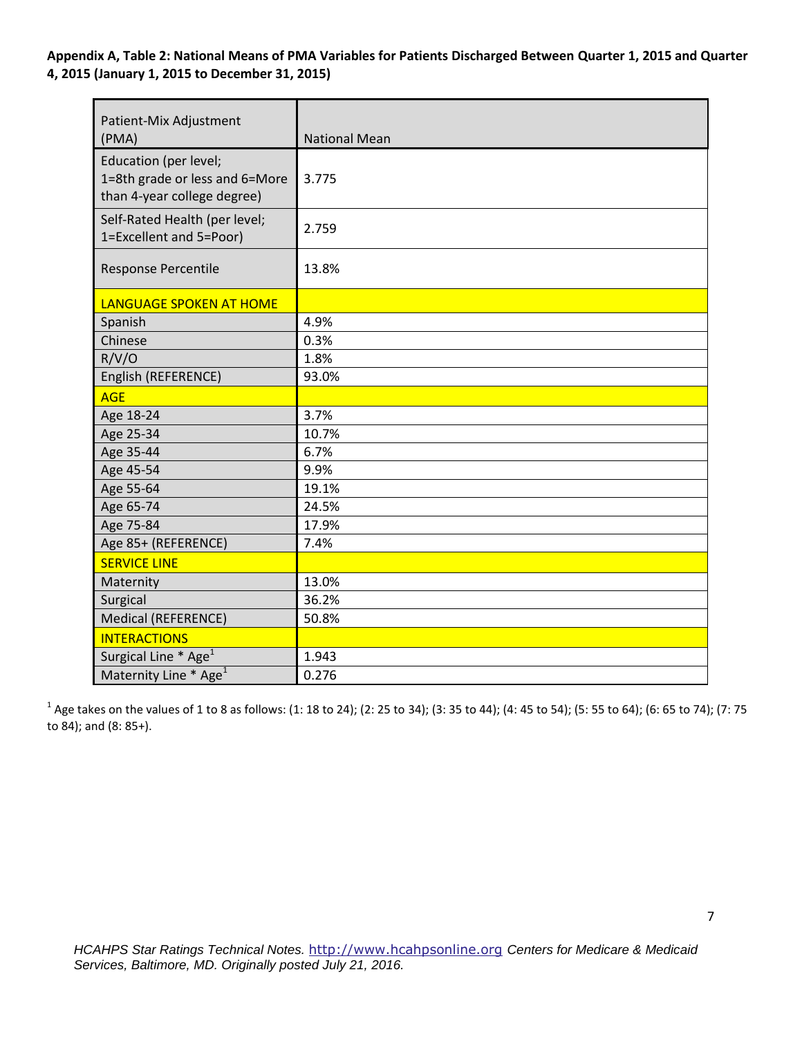**Appendix A, Table 2: National Means of PMA Variables for Patients Discharged Between Quarter 1, 2015 and Quarter 4, 2015 (January 1, 2015 to December 31, 2015)**

| Patient-Mix Adjustment (PMA) | National Mean |
|---|---|
| Education (per level; 1=8th grade or less and 6=More than 4-year college degree) | 3.775 |
| Self-Rated Health (per level; 1=Excellent and 5=Poor) | 2.759 |
| Response Percentile | 13.8% |
| LANGUAGE SPOKEN AT HOME | |
| Spanish | 4.9% |
| Chinese | 0.3% |
| R/V/O | 1.8% |
| English (REFERENCE) | 93.0% |
| AGE | |
| Age 18-24 | 3.7% |
| Age 25-34 | 10.7% |
| Age 35-44 | 6.7% |
| Age 45-54 | 9.9% |
| Age 55-64 | 19.1% |
| Age 65-74 | 24.5% |
| Age 75-84 | 17.9% |
| Age 85+ (REFERENCE) | 7.4% |
| SERVICE LINE | |
| Maternity | 13.0% |
| Surgical | 36.2% |
| Medical (REFERENCE) | 50.8% |
| INTERACTIONS | |
| Surgical Line * Age[1] | 1.943 |
| Maternity Line * Age[1] | 0.276 |

[1] Age takes on the values of 1 to 8 as follows: (1: 18 to 24); (2: 25 to 34); (3: 35 to 44); (4: 45 to 54); (5: 55 to 64); (6: 65 to 74); (7: 75 to 84); and (8: 85+).

*HCAHPS Star Ratings Technical Notes.* http://www.hcahpsonline.org *Centers for Medicare & Medicaid Services, Baltimore, MD. Originally posted July 21, 2016.*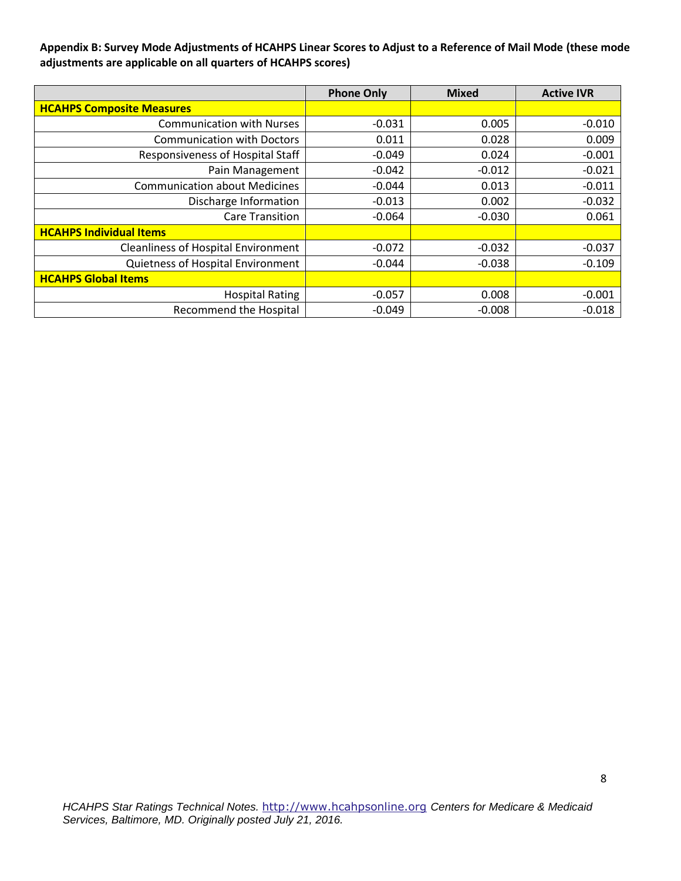**Appendix B: Survey Mode Adjustments of HCAHPS Linear Scores to Adjust to a Reference of Mail Mode (these mode adjustments are applicable on all quarters of HCAHPS scores)**

| | Phone Only | Mixed | Active IVR |
|---|---|---|---|
| **HCAHPS Composite Measures** | | | |
| Communication with Nurses | -0.031 | 0.005 | -0.010 |
| Communication with Doctors | 0.011 | 0.028 | 0.009 |
| Responsiveness of Hospital Staff | -0.049 | 0.024 | -0.001 |
| Pain Management | -0.042 | -0.012 | -0.021 |
| Communication about Medicines | -0.044 | 0.013 | -0.011 |
| Discharge Information | -0.013 | 0.002 | -0.032 |
| Care Transition | -0.064 | -0.030 | 0.061 |
| **HCAHPS Individual Items** | | | |
| Cleanliness of Hospital Environment | -0.072 | -0.032 | -0.037 |
| Quietness of Hospital Environment | -0.044 | -0.038 | -0.109 |
| **HCAHPS Global Items** | | | |
| Hospital Rating | -0.057 | 0.008 | -0.001 |
| Recommend the Hospital | -0.049 | -0.008 | -0.018 |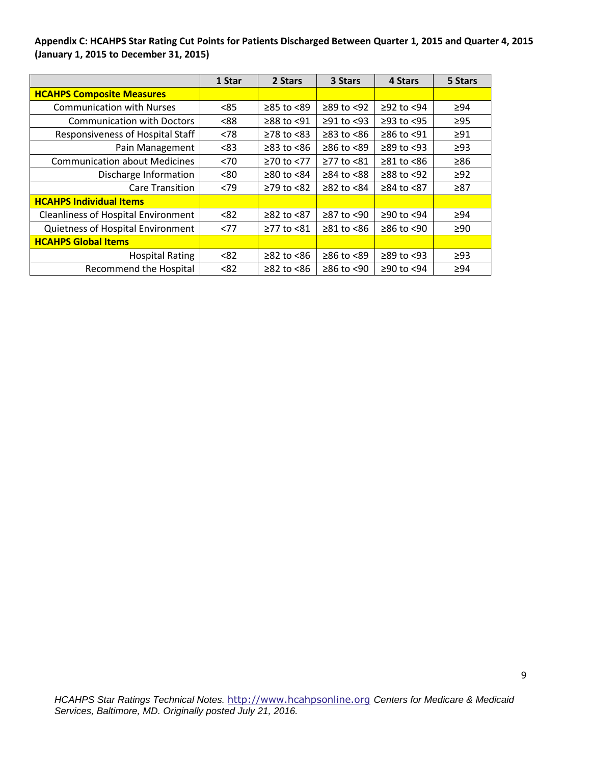**Appendix C: HCAHPS Star Rating Cut Points for Patients Discharged Between Quarter 1, 2015 and Quarter 4, 2015 (January 1, 2015 to December 31, 2015)**

| | 1 Star | 2 Stars | 3 Stars | 4 Stars | 5 Stars |
|---|---|---|---|---|---|
| **HCAHPS Composite Measures** | | | | | |
| Communication with Nurses | <85 | ≥85 to <89 | ≥89 to <92 | ≥92 to <94 | ≥94 |
| Communication with Doctors | <88 | ≥88 to <91 | ≥91 to <93 | ≥93 to <95 | ≥95 |
| Responsiveness of Hospital Staff | <78 | ≥78 to <83 | ≥83 to <86 | ≥86 to <91 | ≥91 |
| Pain Management | <83 | ≥83 to <86 | ≥86 to <89 | ≥89 to <93 | ≥93 |
| Communication about Medicines | <70 | ≥70 to <77 | ≥77 to <81 | ≥81 to <86 | ≥86 |
| Discharge Information | <80 | ≥80 to <84 | ≥84 to <88 | ≥88 to <92 | ≥92 |
| Care Transition | <79 | ≥79 to <82 | ≥82 to <84 | ≥84 to <87 | ≥87 |
| **HCAHPS Individual Items** | | | | | |
| Cleanliness of Hospital Environment | <82 | ≥82 to <87 | ≥87 to <90 | ≥90 to <94 | ≥94 |
| Quietness of Hospital Environment | <77 | ≥77 to <81 | ≥81 to <86 | ≥86 to <90 | ≥90 |
| **HCAHPS Global Items** | | | | | |
| Hospital Rating | <82 | ≥82 to <86 | ≥86 to <89 | ≥89 to <93 | ≥93 |
| Recommend the Hospital | <82 | ≥82 to <86 | ≥86 to <90 | ≥90 to <94 | ≥94 |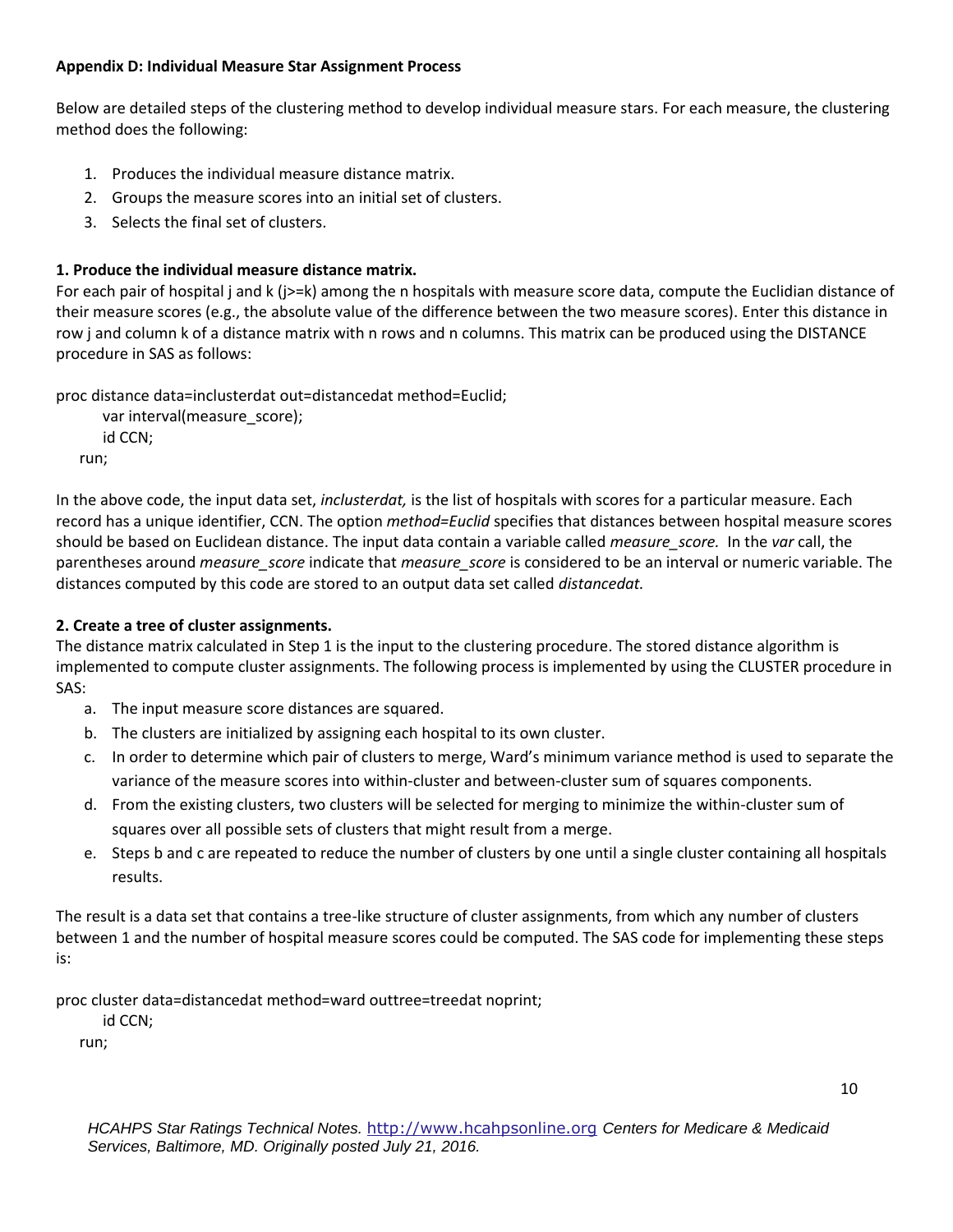**Appendix D: Individual Measure Star Assignment Process**

Below are detailed steps of the clustering method to develop individual measure stars. For each measure, the clustering method does the following:

1. Produces the individual measure distance matrix.
2. Groups the measure scores into an initial set of clusters.
3. Selects the final set of clusters.

**1. Produce the individual measure distance matrix.**

For each pair of hospital j and k (j>=k) among the n hospitals with measure score data, compute the Euclidian distance of their measure scores (e.g., the absolute value of the difference between the two measure scores). Enter this distance in row j and column k of a distance matrix with n rows and n columns. This matrix can be produced using the DISTANCE procedure in SAS as follows:

```
proc distance data=inclusterdat out=distancedat method=Euclid;
    var interval(measure_score);
    id CCN;
run;
```

In the above code, the input data set, *inclusterdat,* is the list of hospitals with scores for a particular measure. Each record has a unique identifier, CCN. The option *method=Euclid* specifies that distances between hospital measure scores should be based on Euclidean distance. The input data contain a variable called *measure_score.* In the *var* call, the parentheses around *measure_score* indicate that *measure_score* is considered to be an interval or numeric variable. The distances computed by this code are stored to an output data set called *distancedat.*

**2. Create a tree of cluster assignments.**

The distance matrix calculated in Step 1 is the input to the clustering procedure. The stored distance algorithm is implemented to compute cluster assignments. The following process is implemented by using the CLUSTER procedure in SAS:

a. The input measure score distances are squared.
b. The clusters are initialized by assigning each hospital to its own cluster.
c. In order to determine which pair of clusters to merge, Ward's minimum variance method is used to separate the variance of the measure scores into within-cluster and between-cluster sum of squares components.
d. From the existing clusters, two clusters will be selected for merging to minimize the within-cluster sum of squares over all possible sets of clusters that might result from a merge.
e. Steps b and c are repeated to reduce the number of clusters by one until a single cluster containing all hospitals results.

The result is a data set that contains a tree-like structure of cluster assignments, from which any number of clusters between 1 and the number of hospital measure scores could be computed. The SAS code for implementing these steps is:

```
proc cluster data=distancedat method=ward outtree=treedat noprint;
    id CCN;
run;
```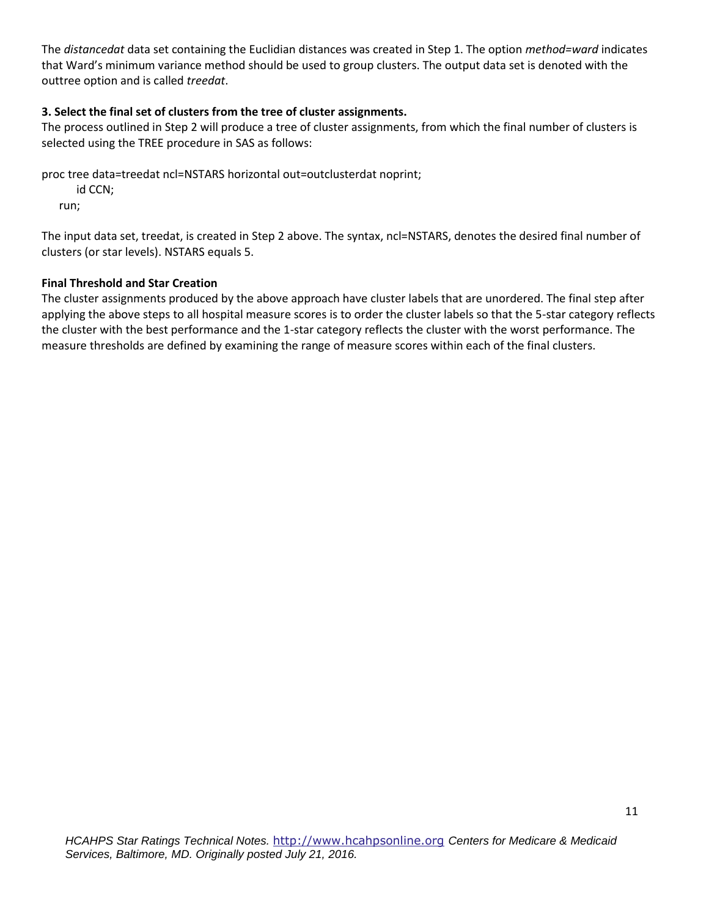The *distancedat* data set containing the Euclidian distances was created in Step 1. The option *method=ward* indicates that Ward's minimum variance method should be used to group clusters. The output data set is denoted with the outtree option and is called *treedat*.

**3. Select the final set of clusters from the tree of cluster assignments.**

The process outlined in Step 2 will produce a tree of cluster assignments, from which the final number of clusters is selected using the TREE procedure in SAS as follows:

```
proc tree data=treedat ncl=NSTARS horizontal out=outclusterdat noprint;
        id CCN;
    run;
```

The input data set, treedat, is created in Step 2 above. The syntax, ncl=NSTARS, denotes the desired final number of clusters (or star levels). NSTARS equals 5.

**Final Threshold and Star Creation**

The cluster assignments produced by the above approach have cluster labels that are unordered. The final step after applying the above steps to all hospital measure scores is to order the cluster labels so that the 5-star category reflects the cluster with the best performance and the 1-star category reflects the cluster with the worst performance. The measure thresholds are defined by examining the range of measure scores within each of the final clusters.

*HCAHPS Star Ratings Technical Notes.* http://www.hcahpsonline.org *Centers for Medicare & Medicaid Services, Baltimore, MD. Originally posted July 21, 2016.*